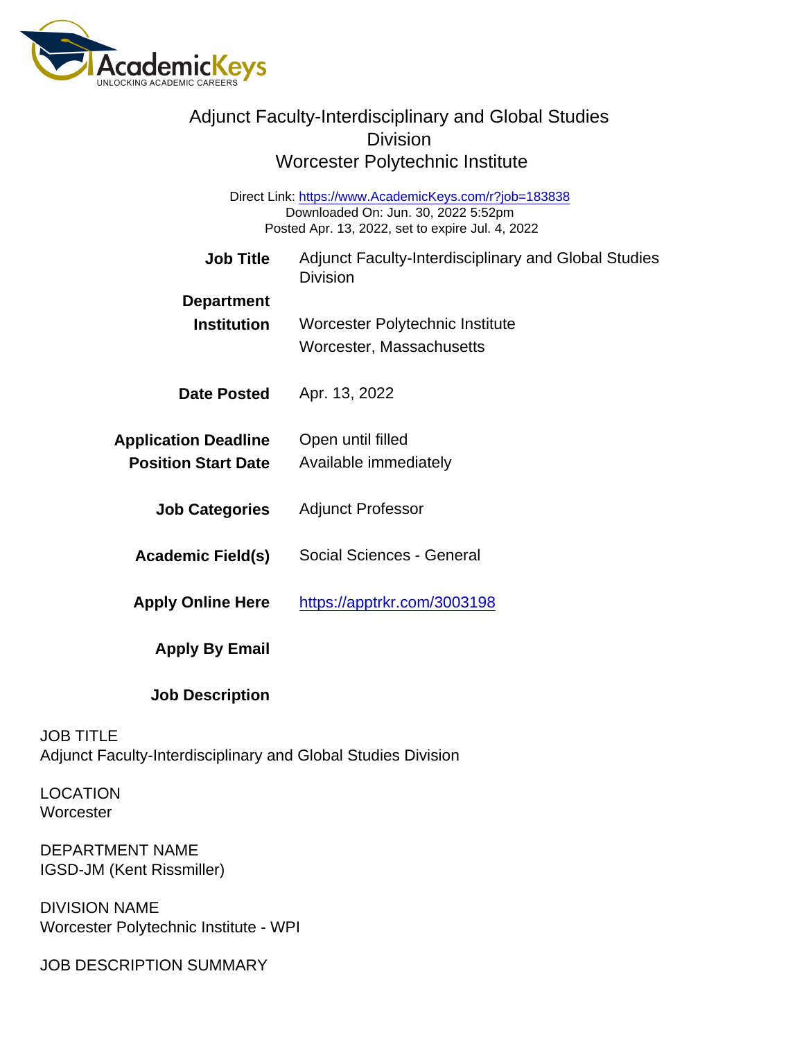# Adjunct Faculty-Interdisciplinary and Global Studies Division
## Worcester Polytechnic Institute

Direct Link: https://www.AcademicKeys.com/r?job=183838
Downloaded On: Jun. 30, 2022 5:52pm
Posted Apr. 13, 2022, set to expire Jul. 4, 2022

| | |
|---|---|
| **Job Title** | Adjunct Faculty-Interdisciplinary and Global Studies Division |
| **Department** | |
| **Institution** | Worcester Polytechnic Institute<br>Worcester, Massachusetts |
| **Date Posted** | Apr. 13, 2022 |
| **Application Deadline** | Open until filled |
| **Position Start Date** | Available immediately |
| **Job Categories** | Adjunct Professor |
| **Academic Field(s)** | Social Sciences - General |
| **Apply Online Here** | https://apptrkr.com/3003198 |
| **Apply By Email** | |
| **Job Description** | |

JOB TITLE
Adjunct Faculty-Interdisciplinary and Global Studies Division

LOCATION
Worcester

DEPARTMENT NAME
IGSD-JM (Kent Rissmiller)

DIVISION NAME
Worcester Polytechnic Institute - WPI

JOB DESCRIPTION SUMMARY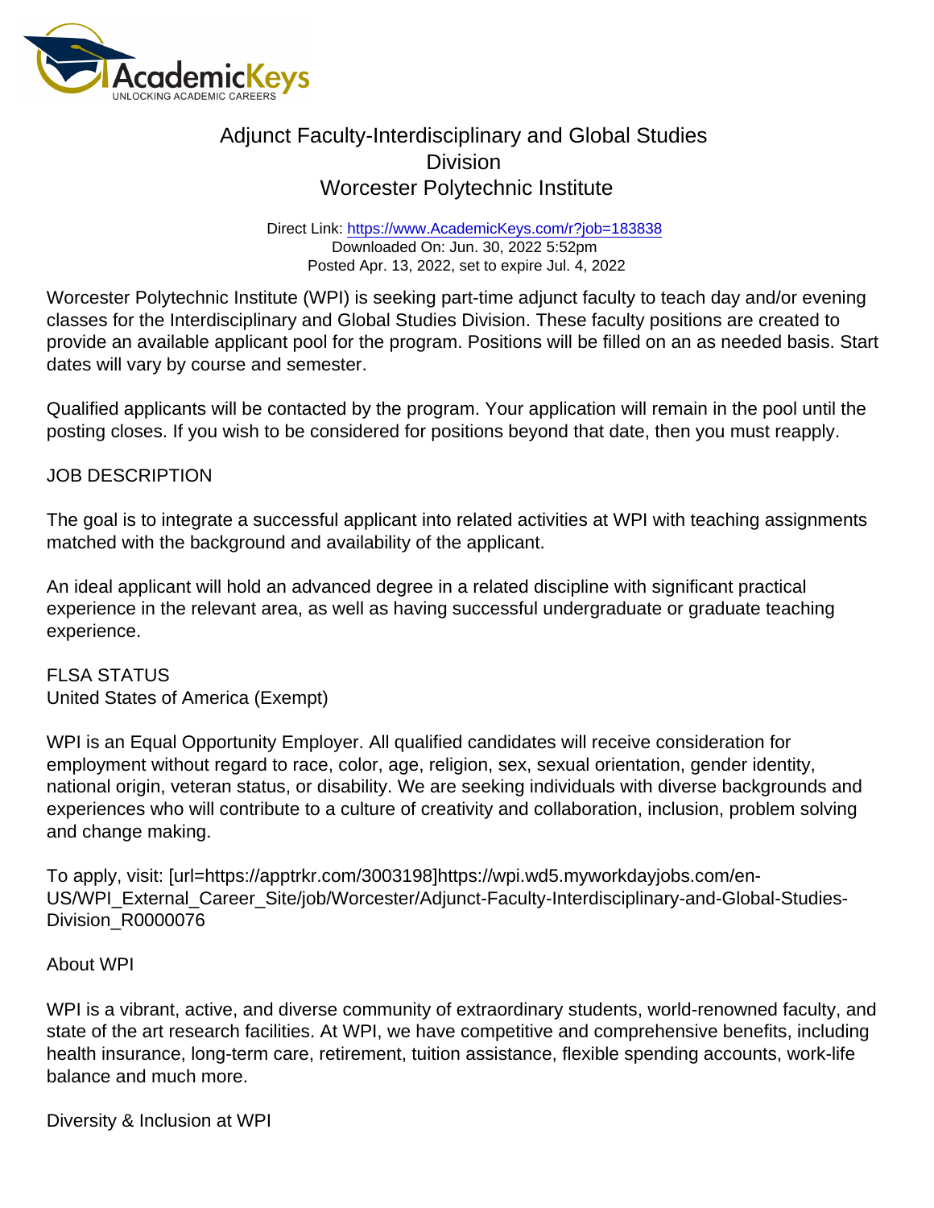# Adjunct Faculty-Interdisciplinary and Global Studies Division
## Worcester Polytechnic Institute

Direct Link: https://www.AcademicKeys.com/r?job=183838
Downloaded On: Jun. 30, 2022 5:52pm
Posted Apr. 13, 2022, set to expire Jul. 4, 2022

Worcester Polytechnic Institute (WPI) is seeking part-time adjunct faculty to teach day and/or evening classes for the Interdisciplinary and Global Studies Division. These faculty positions are created to provide an available applicant pool for the program. Positions will be filled on an as needed basis. Start dates will vary by course and semester.

Qualified applicants will be contacted by the program. Your application will remain in the pool until the posting closes. If you wish to be considered for positions beyond that date, then you must reapply.

JOB DESCRIPTION

The goal is to integrate a successful applicant into related activities at WPI with teaching assignments matched with the background and availability of the applicant.

An ideal applicant will hold an advanced degree in a related discipline with significant practical experience in the relevant area, as well as having successful undergraduate or graduate teaching experience.

FLSA STATUS
United States of America (Exempt)

WPI is an Equal Opportunity Employer. All qualified candidates will receive consideration for employment without regard to race, color, age, religion, sex, sexual orientation, gender identity, national origin, veteran status, or disability. We are seeking individuals with diverse backgrounds and experiences who will contribute to a culture of creativity and collaboration, inclusion, problem solving and change making.

To apply, visit: [url=https://apptrkr.com/3003198]https://wpi.wd5.myworkdayjobs.com/en-US/WPI_External_Career_Site/job/Worcester/Adjunct-Faculty-Interdisciplinary-and-Global-Studies-Division_R0000076

About WPI

WPI is a vibrant, active, and diverse community of extraordinary students, world-renowned faculty, and state of the art research facilities. At WPI, we have competitive and comprehensive benefits, including health insurance, long-term care, retirement, tuition assistance, flexible spending accounts, work-life balance and much more.

Diversity & Inclusion at WPI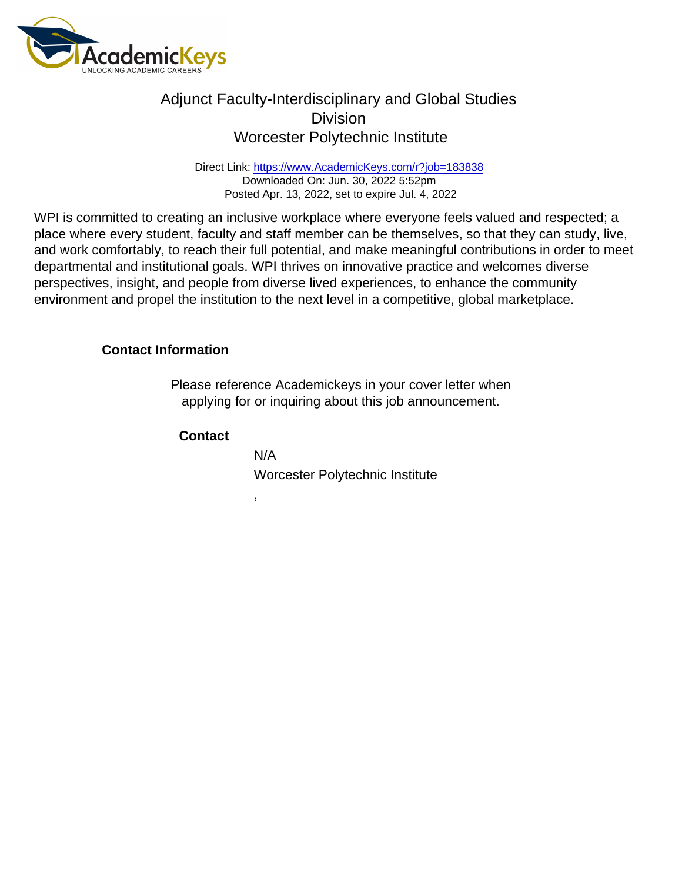# Adjunct Faculty-Interdisciplinary and Global Studies Division
## Worcester Polytechnic Institute

Direct Link: https://www.AcademicKeys.com/r?job=183838
Downloaded On: Jun. 30, 2022 5:52pm
Posted Apr. 13, 2022, set to expire Jul. 4, 2022

WPI is committed to creating an inclusive workplace where everyone feels valued and respected; a place where every student, faculty and staff member can be themselves, so that they can study, live, and work comfortably, to reach their full potential, and make meaningful contributions in order to meet departmental and institutional goals. WPI thrives on innovative practice and welcomes diverse perspectives, insight, and people from diverse lived experiences, to enhance the community environment and propel the institution to the next level in a competitive, global marketplace.

### Contact Information

Please reference Academickeys in your cover letter when applying for or inquiring about this job announcement.

**Contact**

N/A
Worcester Polytechnic Institute
,